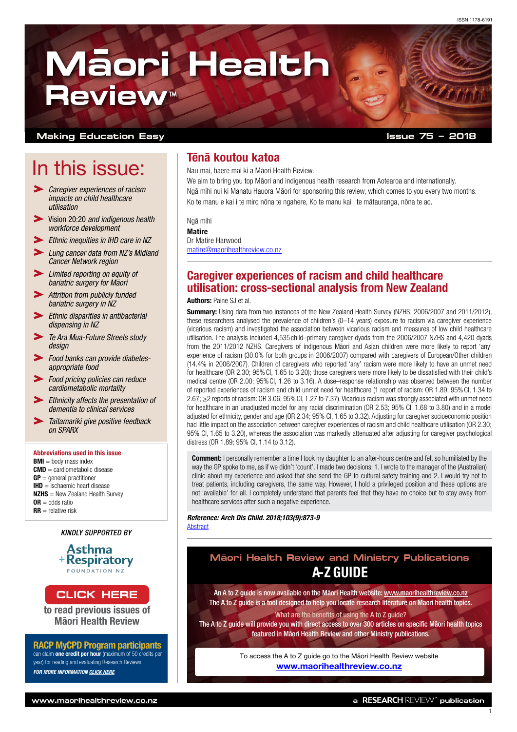ISSN 1178-6191

# Māori Health Review™

**Making Education Easy** | **Issue 75 – 2018**

## In this issue:

- *Caregiver experiences of racism impacts on child healthcare utilisation*
- Vision 20:20 *and indigenous health workforce development*
- *Ethnic inequities in IHD care in NZ*
- *Lung cancer data from NZ's Midland Cancer Network region*
- *Limited reporting on equity of bariatric surgery for Māori*
- *Attrition from publicly funded bariatric surgery in NZ*
- *Ethnic disparities in antibacterial dispensing in NZ*
- *Te Ara Mua-Future Streets study design*
- *Food banks can provide diabetes-appropriate food*
- *Food pricing policies can reduce cardiometabolic mortality*
- *Ethnicity affects the presentation of dementia to clinical services*
- *Taitamariki give positive feedback on SPARX*

**Abbreviations used in this issue**

**BMI** = body mass index
**CMD** = cardiometabolic disease
**GP** = general practitioner
**IHD** = ischaemic heart disease
**NZHS** = New Zealand Health Survey
**OR** = odds ratio
**RR** = relative risk

*KINDLY SUPPORTED BY*

Asthma + Respiratory FOUNDATION NZ

**CLICK HERE** to read previous issues of Māori Health Review

**RACP MyCPD Program participants** can claim **one credit per hour** (maximum of 50 credits per year) for reading and evaluating Research Reviews.
***FOR MORE INFORMATION CLICK HERE***

## Tēnā koutou katoa

Nau mai, haere mai ki a Māori Health Review.

We aim to bring you top Māori and indigenous health research from Aotearoa and internationally.

Ngā mihi nui ki Manatu Hauora Māori for sponsoring this review, which comes to you every two months.

Ko te manu e kai i te miro nōna te ngahere, Ko te manu kai i te mātauranga, nōna te ao.

Ngā mihi

**Matire**
Dr Matire Harwood
matire@maorihealthreview.co.nz

## Caregiver experiences of racism and child healthcare utilisation: cross-sectional analysis from New Zealand

**Authors:** Paine SJ et al.

**Summary:** Using data from two instances of the New Zealand Health Survey (NZHS; 2006/2007 and 2011/2012), these researchers analysed the prevalence of children's (0–14 years) exposure to racism via caregiver experience (vicarious racism) and investigated the association between vicarious racism and measures of low child healthcare utilisation. The analysis included 4,535 child–primary caregiver dyads from the 2006/2007 NZHS and 4,420 dyads from the 2011/2012 NZHS. Caregivers of indigenous Māori and Asian children were more likely to report 'any' experience of racism (30.0% for both groups in 2006/2007) compared with caregivers of European/Other children (14.4% in 2006/2007). Children of caregivers who reported 'any' racism were more likely to have an unmet need for healthcare (OR 2.30; 95% CI, 1.65 to 3.20); those caregivers were more likely to be dissatisfied with their child's medical centre (OR 2.00; 95% CI, 1.26 to 3.16). A dose–response relationship was observed between the number of reported experiences of racism and child unmet need for healthcare (1 report of racism: OR 1.89; 95% CI, 1.34 to 2.67; ≥2 reports of racism: OR 3.06; 95% CI, 1.27 to 7.37). Vicarious racism was strongly associated with unmet need for healthcare in an unadjusted model for any racial discrimination (OR 2.53; 95% CI, 1.68 to 3.80) and in a model adjusted for ethnicity, gender and age (OR 2.34; 95% CI, 1.65 to 3.32). Adjusting for caregiver socioeconomic position had little impact on the association between caregiver experiences of racism and child healthcare utilisation (OR 2.30; 95% CI, 1.65 to 3.20), whereas the association was markedly attenuated after adjusting for caregiver psychological distress (OR 1.89; 95% CI, 1.14 to 3.12).

**Comment:** I personally remember a time I took my daughter to an after-hours centre and felt so humiliated by the way the GP spoke to me, as if we didn't 'count'. I made two decisions: 1. I wrote to the manager of the (Australian) clinic about my experience and asked that she send the GP to cultural safety training and 2. I would try not to treat patients, including caregivers, the same way. However, I hold a privileged position and these options are not 'available' for all. I completely understand that parents feel that they have no choice but to stay away from healthcare services after such a negative experience.

***Reference: Arch Dis Child. 2018;103(9):873-9***
Abstract

## Māori Health Review and Ministry Publications A-Z GUIDE

An A to Z guide is now available on the Māori Health website: www.maorihealthreview.co.nz
The A to Z guide is a tool designed to help you locate research literature on Māori health topics.

What are the benefits of using the A to Z guide?
The A to Z guide will provide you with direct access to over 300 articles on specific Māori health topics featured in Māori Health Review and other Ministry publications.

To access the A to Z guide go to the Māori Health Review website
**www.maorihealthreview.co.nz**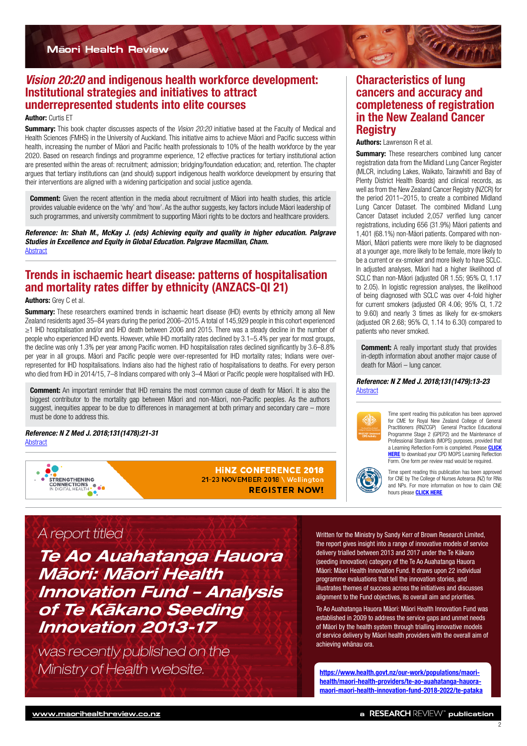## *Vision 20:20* and indigenous health workforce development: Institutional strategies and initiatives to attract underrepresented students into elite courses

**Author:** Curtis ET

**Summary:** This book chapter discusses aspects of the *Vision 20:20* initiative based at the Faculty of Medical and Health Sciences (FMHS) in the University of Auckland. This initiative aims to achieve Māori and Pacific success within health, increasing the number of Māori and Pacific health professionals to 10% of the health workforce by the year 2020. Based on research findings and programme experience, 12 effective practices for tertiary institutional action are presented within the areas of: recruitment; admission; bridging/foundation education; and, retention. The chapter argues that tertiary institutions can (and should) support indigenous health workforce development by ensuring that their interventions are aligned with a widening participation and social justice agenda.

**Comment:** Given the recent attention in the media about recruitment of Māori into health studies, this article provides valuable evidence on the 'why' and 'how'. As the author suggests, key factors include Māori leadership of such programmes, and university commitment to supporting Māori rights to be doctors and healthcare providers.

***Reference: In: Shah M., McKay J. (eds) Achieving equity and quality in higher education. Palgrave Studies in Excellence and Equity in Global Education. Palgrave Macmillan, Cham.***
Abstract

## Trends in ischaemic heart disease: patterns of hospitalisation and mortality rates differ by ethnicity (ANZACS-QI 21)

**Authors:** Grey C et al.

**Summary:** These researchers examined trends in ischaemic heart disease (IHD) events by ethnicity among all New Zealand residents aged 35–84 years during the period 2006–2015. A total of 145,929 people in this cohort experienced ≥1 IHD hospitalisation and/or and IHD death between 2006 and 2015. There was a steady decline in the number of people who experienced IHD events. However, while IHD mortality rates declined by 3.1–5.4% per year for most groups, the decline was only 1.3% per year among Pacific women. IHD hospitalisation rates declined significantly by 3.6–8.8% per year in all groups. Māori and Pacific people were over-represented for IHD mortality rates; Indians were over-represented for IHD hospitalisations. Indians also had the highest ratio of hospitalisations to deaths. For every person who died from IHD in 2014/15, 7–8 Indians compared with only 3–4 Māori or Pacific people were hospitalised with IHD.

**Comment:** An important reminder that IHD remains the most common cause of death for Māori. It is also the biggest contributor to the mortality gap between Māori and non-Māori, non-Pacific peoples. As the authors suggest, inequities appear to be due to differences in management at both primary and secondary care – more must be done to address this.

***Reference: N Z Med J. 2018;131(1478):21-31***
Abstract

STRENGTHENING CONNECTIONS IN DIGITAL HEALTH

**HiNZ CONFERENCE 2018**
21-23 NOVEMBER 2018 \ Wellington
**REGISTER NOW!**

## Characteristics of lung cancers and accuracy and completeness of registration in the New Zealand Cancer Registry

**Authors:** Lawrenson R et al.

**Summary:** These researchers combined lung cancer registration data from the Midland Lung Cancer Register (MLCR, including Lakes, Waikato, Tairawhiti and Bay of Plenty District Health Boards) and clinical records, as well as from the New Zealand Cancer Registry (NZCR) for the period 2011–2015, to create a combined Midland Lung Cancer Dataset. The combined Midland Lung Cancer Dataset included 2,057 verified lung cancer registrations, including 656 (31.9%) Māori patients and 1,401 (68.1%) non-Māori patients. Compared with non-Māori, Māori patients were more likely to be diagnosed at a younger age, more likely to be female, more likely to be a current or ex-smoker and more likely to have SCLC. In adjusted analyses, Māori had a higher likelihood of SCLC than non-Māori (adjusted OR 1.55; 95% CI, 1.17 to 2.05). In logistic regression analyses, the likelihood of being diagnosed with SCLC was over 4-fold higher for current smokers (adjusted OR 4.06; 95% CI, 1.72 to 9.60) and nearly 3 times as likely for ex-smokers (adjusted OR 2.68; 95% CI, 1.14 to 6.30) compared to patients who never smoked.

**Comment:** A really important study that provides in-depth information about another major cause of death for Māori – lung cancer.

***Reference: N Z Med J. 2018;131(1479):13-23***
Abstract

Time spent reading this publication has been approved for CME for Royal New Zealand College of General Practitioners (RNZCGP) General Practice Educational Programme Stage 2 (GPEP2) and the Maintenance of Professional Standards (MOPS) purposes, provided that a Learning Reflection Form is completed. Please **CLICK HERE** to download your CPD MOPS Learning Reflection Form. One form per review read would be required.

Time spent reading this publication has been approved for CNE by The College of Nurses Aotearoa (NZ) for RNs and NPs. For more information on how to claim CNE hours please **CLICK HERE**

*A report titled*

***Te Ao Auahatanga Hauora Māori: Māori Health Innovation Fund – Analysis of Te Kākano Seeding Innovation 2013-17***

*was recently published on the Ministry of Health website.*

Written for the Ministry by Sandy Kerr of Brown Research Limited, the report gives insight into a range of innovative models of service delivery trialled between 2013 and 2017 under the Te Kākano (seeding innovation) category of the Te Ao Auahatanga Hauora Māori: Māori Health Innovation Fund. It draws upon 22 individual programme evaluations that tell the innovation stories, and illustrates themes of success across the initiatives and discusses alignment to the Fund objectives, its overall aim and priorities.

Te Ao Auahatanga Hauora Māori: Māori Health Innovation Fund was established in 2009 to address the service gaps and unmet needs of Māori by the health system through trialling innovative models of service delivery by Māori health providers with the overall aim of achieving whānau ora.

**https://www.health.govt.nz/our-work/populations/maori-health/maori-health-providers/te-ao-auahatanga-hauora-maori-maori-health-innovation-fund-2018-2022/te-pataka**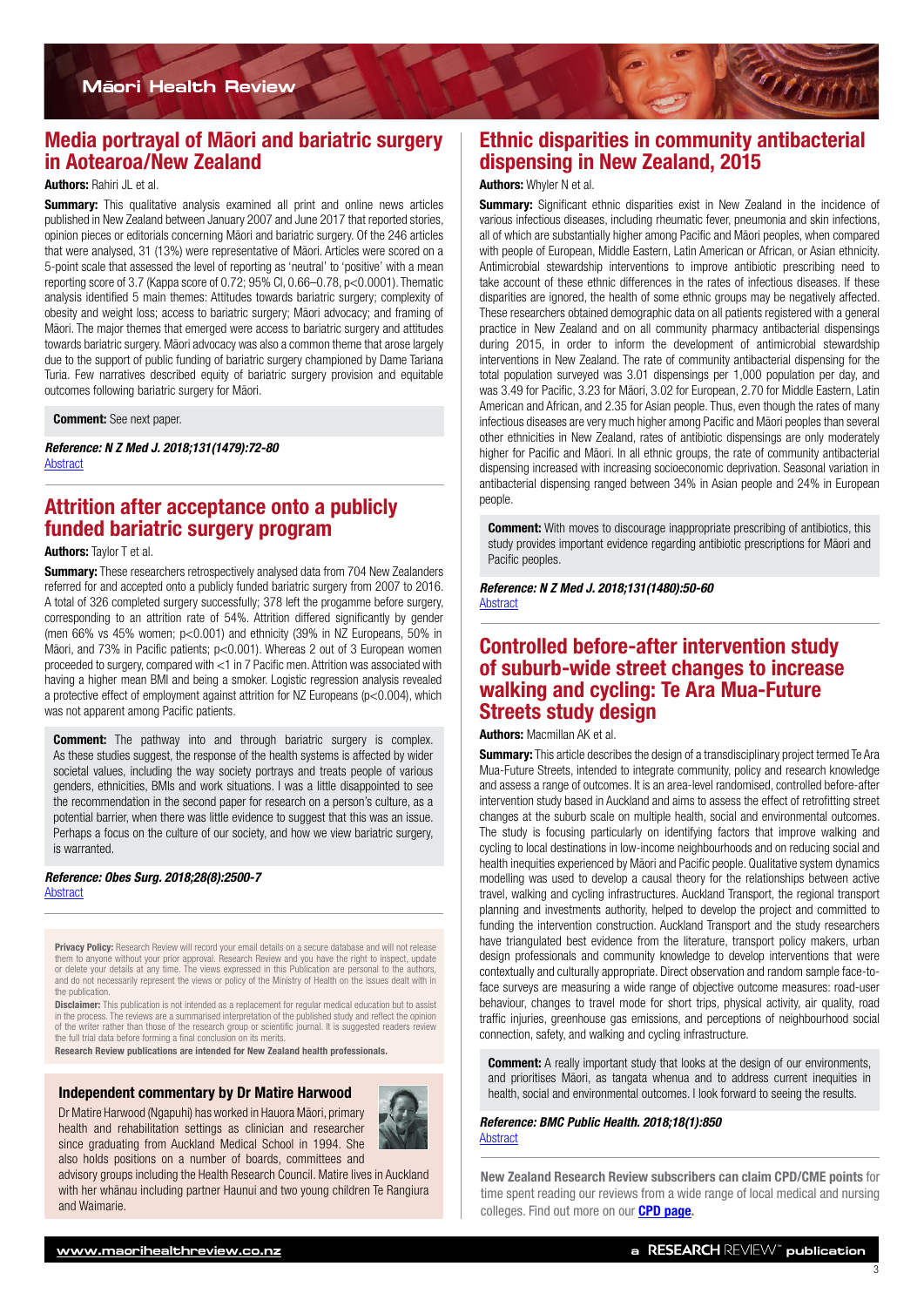## Media portrayal of Māori and bariatric surgery in Aotearoa/New Zealand

**Authors:** Rahiri JL et al.

**Summary:** This qualitative analysis examined all print and online news articles published in New Zealand between January 2007 and June 2017 that reported stories, opinion pieces or editorials concerning Māori and bariatric surgery. Of the 246 articles that were analysed, 31 (13%) were representative of Māori. Articles were scored on a 5-point scale that assessed the level of reporting as 'neutral' to 'positive' with a mean reporting score of 3.7 (Kappa score of 0.72; 95% CI, 0.66–0.78, $p<0.0001$). Thematic analysis identified 5 main themes: Attitudes towards bariatric surgery; complexity of obesity and weight loss; access to bariatric surgery; Māori advocacy; and framing of Māori. The major themes that emerged were access to bariatric surgery and attitudes towards bariatric surgery. Māori advocacy was also a common theme that arose largely due to the support of public funding of bariatric surgery championed by Dame Tariana Turia. Few narratives described equity of bariatric surgery provision and equitable outcomes following bariatric surgery for Māori.

**Comment:** See next paper.

***Reference: N Z Med J. 2018;131(1479):72-80***
Abstract

## Attrition after acceptance onto a publicly funded bariatric surgery program

**Authors:** Taylor T et al.

**Summary:** These researchers retrospectively analysed data from 704 New Zealanders referred for and accepted onto a publicly funded bariatric surgery from 2007 to 2016. A total of 326 completed surgery successfully; 378 left the progamme before surgery, corresponding to an attrition rate of 54%. Attrition differed significantly by gender (men 66% vs 45% women; $p<0.001$) and ethnicity (39% in NZ Europeans, 50% in Māori, and 73% in Pacific patients; $p<0.001$). Whereas 2 out of 3 European women proceeded to surgery, compared with <1 in 7 Pacific men. Attrition was associated with having a higher mean BMI and being a smoker. Logistic regression analysis revealed a protective effect of employment against attrition for NZ Europeans ($p<0.004$), which was not apparent among Pacific patients.

**Comment:** The pathway into and through bariatric surgery is complex. As these studies suggest, the response of the health systems is affected by wider societal values, including the way society portrays and treats people of various genders, ethnicities, BMIs and work situations. I was a little disappointed to see the recommendation in the second paper for research on a person's culture, as a potential barrier, when there was little evidence to suggest that this was an issue. Perhaps a focus on the culture of our society, and how we view bariatric surgery, is warranted.

***Reference: Obes Surg. 2018;28(8):2500-7***
Abstract

**Privacy Policy:** Research Review will record your email details on a secure database and will not release them to anyone without your prior approval. Research Review and you have the right to inspect, update or delete your details at any time. The views expressed in this Publication are personal to the authors, and do not necessarily represent the views or policy of the Ministry of Health on the issues dealt with in the publication.

**Disclaimer:** This publication is not intended as a replacement for regular medical education but to assist in the process. The reviews are a summarised interpretation of the published study and reflect the opinion of the writer rather than those of the research group or scientific journal. It is suggested readers review the full trial data before forming a final conclusion on its merits.

**Research Review publications are intended for New Zealand health professionals.**

### Independent commentary by Dr Matire Harwood

Dr Matire Harwood (Ngapuhi) has worked in Hauora Māori, primary health and rehabilitation settings as clinician and researcher since graduating from Auckland Medical School in 1994. She also holds positions on a number of boards, committees and advisory groups including the Health Research Council. Matire lives in Auckland with her whānau including partner Haunui and two young children Te Rangiura and Waimarie.

## Ethnic disparities in community antibacterial dispensing in New Zealand, 2015

**Authors:** Whyler N et al.

**Summary:** Significant ethnic disparities exist in New Zealand in the incidence of various infectious diseases, including rheumatic fever, pneumonia and skin infections, all of which are substantially higher among Pacific and Māori peoples, when compared with people of European, Middle Eastern, Latin American or African, or Asian ethnicity. Antimicrobial stewardship interventions to improve antibiotic prescribing need to take account of these ethnic differences in the rates of infectious diseases. If these disparities are ignored, the health of some ethnic groups may be negatively affected. These researchers obtained demographic data on all patients registered with a general practice in New Zealand and on all community pharmacy antibacterial dispensings during 2015, in order to inform the development of antimicrobial stewardship interventions in New Zealand. The rate of community antibacterial dispensing for the total population surveyed was 3.01 dispensings per 1,000 population per day, and was 3.49 for Pacific, 3.23 for Māori, 3.02 for European, 2.70 for Middle Eastern, Latin American and African, and 2.35 for Asian people. Thus, even though the rates of many infectious diseases are very much higher among Pacific and Māori peoples than several other ethnicities in New Zealand, rates of antibiotic dispensings are only moderately higher for Pacific and Māori. In all ethnic groups, the rate of community antibacterial dispensing increased with increasing socioeconomic deprivation. Seasonal variation in antibacterial dispensing ranged between 34% in Asian people and 24% in European people.

**Comment:** With moves to discourage inappropriate prescribing of antibiotics, this study provides important evidence regarding antibiotic prescriptions for Māori and Pacific peoples.

***Reference: N Z Med J. 2018;131(1480):50-60***
Abstract

## Controlled before-after intervention study of suburb-wide street changes to increase walking and cycling: Te Ara Mua-Future Streets study design

**Authors:** Macmillan AK et al.

**Summary:** This article describes the design of a transdisciplinary project termed Te Ara Mua-Future Streets, intended to integrate community, policy and research knowledge and assess a range of outcomes. It is an area-level non-randomised, controlled before-after intervention study based in Auckland and aims to assess the effect of retrofitting street changes at the suburb scale on multiple health, social and environmental outcomes. The study is focusing particularly on identifying factors that improve walking and cycling to local destinations in low-income neighbourhoods and on reducing social and health inequities experienced by Māori and Pacific people. Qualitative system dynamics modelling was used to develop a causal theory for the relationships between active travel, walking and cycling infrastructures. Auckland Transport, the regional transport planning and investments authority, helped to develop the project and committed to funding the intervention construction. Auckland Transport and the study researchers have triangulated best evidence from the literature, transport policy makers, urban design professionals and community knowledge to develop interventions that were contextually and culturally appropriate. Direct observation and random sample face-to-face surveys are measuring a wide range of objective outcome measures: road-user behaviour, changes to travel mode for short trips, physical activity, air quality, road traffic injuries, greenhouse gas emissions, and perceptions of neighbourhood social connection, safety, and walking and cycling infrastructure.

**Comment:** A really important study that looks at the design of our environments, and prioritises Māori, as tangata whenua and to address current inequities in health, social and environmental outcomes. I look forward to seeing the results.

***Reference: BMC Public Health. 2018;18(1):850***
Abstract

**New Zealand Research Review subscribers can claim CPD/CME points** for time spent reading our reviews from a wide range of local medical and nursing colleges. Find out more on our **CPD page**.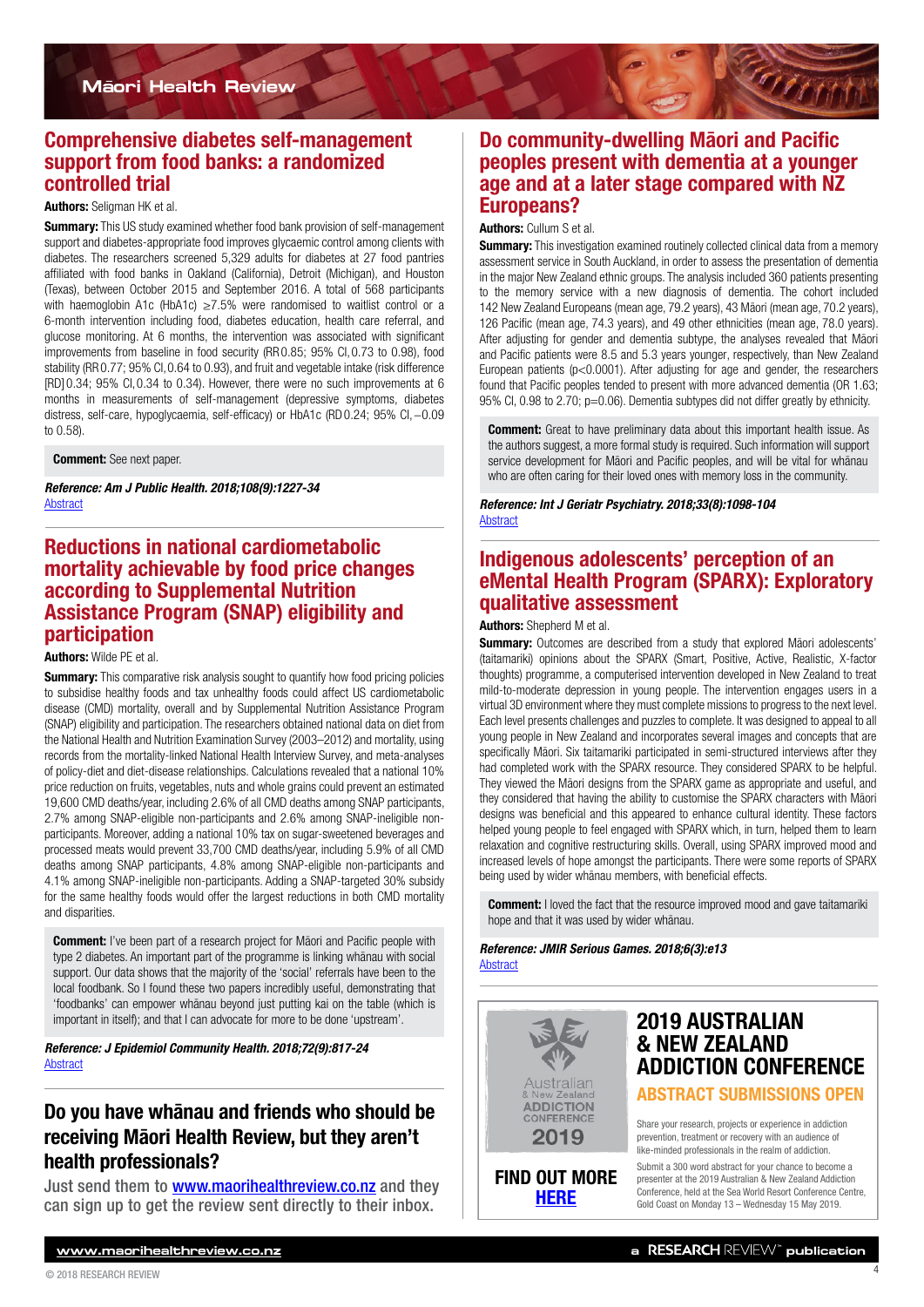## Comprehensive diabetes self-management support from food banks: a randomized controlled trial

**Authors:** Seligman HK et al.

**Summary:** This US study examined whether food bank provision of self-management support and diabetes-appropriate food improves glycaemic control among clients with diabetes. The researchers screened 5,329 adults for diabetes at 27 food pantries affiliated with food banks in Oakland (California), Detroit (Michigan), and Houston (Texas), between October 2015 and September 2016. A total of 568 participants with haemoglobin A1c (HbA1c) ≥7.5% were randomised to waitlist control or a 6-month intervention including food, diabetes education, health care referral, and glucose monitoring. At 6 months, the intervention was associated with significant improvements from baseline in food security (RR 0.85; 95% CI, 0.73 to 0.98), food stability (RR 0.77; 95% CI, 0.64 to 0.93), and fruit and vegetable intake (risk difference [RD] 0.34; 95% CI, 0.34 to 0.34). However, there were no such improvements at 6 months in measurements of self-management (depressive symptoms, diabetes distress, self-care, hypoglycaemia, self-efficacy) or HbA1c (RD 0.24; 95% CI, −0.09 to 0.58).

**Comment:** See next paper.

***Reference: Am J Public Health. 2018;108(9):1227-34***
Abstract

## Reductions in national cardiometabolic mortality achievable by food price changes according to Supplemental Nutrition Assistance Program (SNAP) eligibility and participation

**Authors:** Wilde PE et al.

**Summary:** This comparative risk analysis sought to quantify how food pricing policies to subsidise healthy foods and tax unhealthy foods could affect US cardiometabolic disease (CMD) mortality, overall and by Supplemental Nutrition Assistance Program (SNAP) eligibility and participation. The researchers obtained national data on diet from the National Health and Nutrition Examination Survey (2003–2012) and mortality, using records from the mortality-linked National Health Interview Survey, and meta-analyses of policy-diet and diet-disease relationships. Calculations revealed that a national 10% price reduction on fruits, vegetables, nuts and whole grains could prevent an estimated 19,600 CMD deaths/year, including 2.6% of all CMD deaths among SNAP participants, 2.7% among SNAP-eligible non-participants and 2.6% among SNAP-ineligible non-participants. Moreover, adding a national 10% tax on sugar-sweetened beverages and processed meats would prevent 33,700 CMD deaths/year, including 5.9% of all CMD deaths among SNAP participants, 4.8% among SNAP-eligible non-participants and 4.1% among SNAP-ineligible non-participants. Adding a SNAP-targeted 30% subsidy for the same healthy foods would offer the largest reductions in both CMD mortality and disparities.

**Comment:** I've been part of a research project for Māori and Pacific people with type 2 diabetes. An important part of the programme is linking whānau with social support. Our data shows that the majority of the 'social' referrals have been to the local foodbank. So I found these two papers incredibly useful, demonstrating that 'foodbanks' can empower whānau beyond just putting kai on the table (which is important in itself); and that I can advocate for more to be done 'upstream'.

***Reference: J Epidemiol Community Health. 2018;72(9):817-24***
Abstract

## Do you have whānau and friends who should be receiving Māori Health Review, but they aren't health professionals?

Just send them to www.maorihealthreview.co.nz and they can sign up to get the review sent directly to their inbox.

## Do community-dwelling Māori and Pacific peoples present with dementia at a younger age and at a later stage compared with NZ Europeans?

**Authors:** Cullum S et al.

**Summary:** This investigation examined routinely collected clinical data from a memory assessment service in South Auckland, in order to assess the presentation of dementia in the major New Zealand ethnic groups. The analysis included 360 patients presenting to the memory service with a new diagnosis of dementia. The cohort included 142 New Zealand Europeans (mean age, 79.2 years), 43 Māori (mean age, 70.2 years), 126 Pacific (mean age, 74.3 years), and 49 other ethnicities (mean age, 78.0 years). After adjusting for gender and dementia subtype, the analyses revealed that Māori and Pacific patients were 8.5 and 5.3 years younger, respectively, than New Zealand European patients ($p<0.0001$). After adjusting for age and gender, the researchers found that Pacific peoples tended to present with more advanced dementia (OR 1.63; 95% CI, 0.98 to 2.70; $p=0.06$). Dementia subtypes did not differ greatly by ethnicity.

**Comment:** Great to have preliminary data about this important health issue. As the authors suggest, a more formal study is required. Such information will support service development for Māori and Pacific peoples, and will be vital for whānau who are often caring for their loved ones with memory loss in the community.

***Reference: Int J Geriatr Psychiatry. 2018;33(8):1098-104***
Abstract

## Indigenous adolescents' perception of an eMental Health Program (SPARX): Exploratory qualitative assessment

**Authors:** Shepherd M et al.

**Summary:** Outcomes are described from a study that explored Māori adolescents' (taitamariki) opinions about the SPARX (Smart, Positive, Active, Realistic, X-factor thoughts) programme, a computerised intervention developed in New Zealand to treat mild-to-moderate depression in young people. The intervention engages users in a virtual 3D environment where they must complete missions to progress to the next level. Each level presents challenges and puzzles to complete. It was designed to appeal to all young people in New Zealand and incorporates several images and concepts that are specifically Māori. Six taitamariki participated in semi-structured interviews after they had completed work with the SPARX resource. They considered SPARX to be helpful. They viewed the Māori designs from the SPARX game as appropriate and useful, and they considered that having the ability to customise the SPARX characters with Māori designs was beneficial and this appeared to enhance cultural identity. These factors helped young people to feel engaged with SPARX which, in turn, helped them to learn relaxation and cognitive restructuring skills. Overall, using SPARX improved mood and increased levels of hope amongst the participants. There were some reports of SPARX being used by wider whānau members, with beneficial effects.

**Comment:** I loved the fact that the resource improved mood and gave taitamariki hope and that it was used by wider whānau.

***Reference: JMIR Serious Games. 2018;6(3):e13***
Abstract

## 2019 AUSTRALIAN & NEW ZEALAND ADDICTION CONFERENCE

### ABSTRACT SUBMISSIONS OPEN

Australian & New Zealand ADDICTION CONFERENCE 2019

Share your research, projects or experience in addiction prevention, treatment or recovery with an audience of like-minded professionals in the realm of addiction.

Submit a 300 word abstract for your chance to become a presenter at the 2019 Australian & New Zealand Addiction Conference, held at the Sea World Resort Conference Centre, Gold Coast on Monday 13 – Wednesday 15 May 2019.

FIND OUT MORE HERE

© 2018 RESEARCH REVIEW